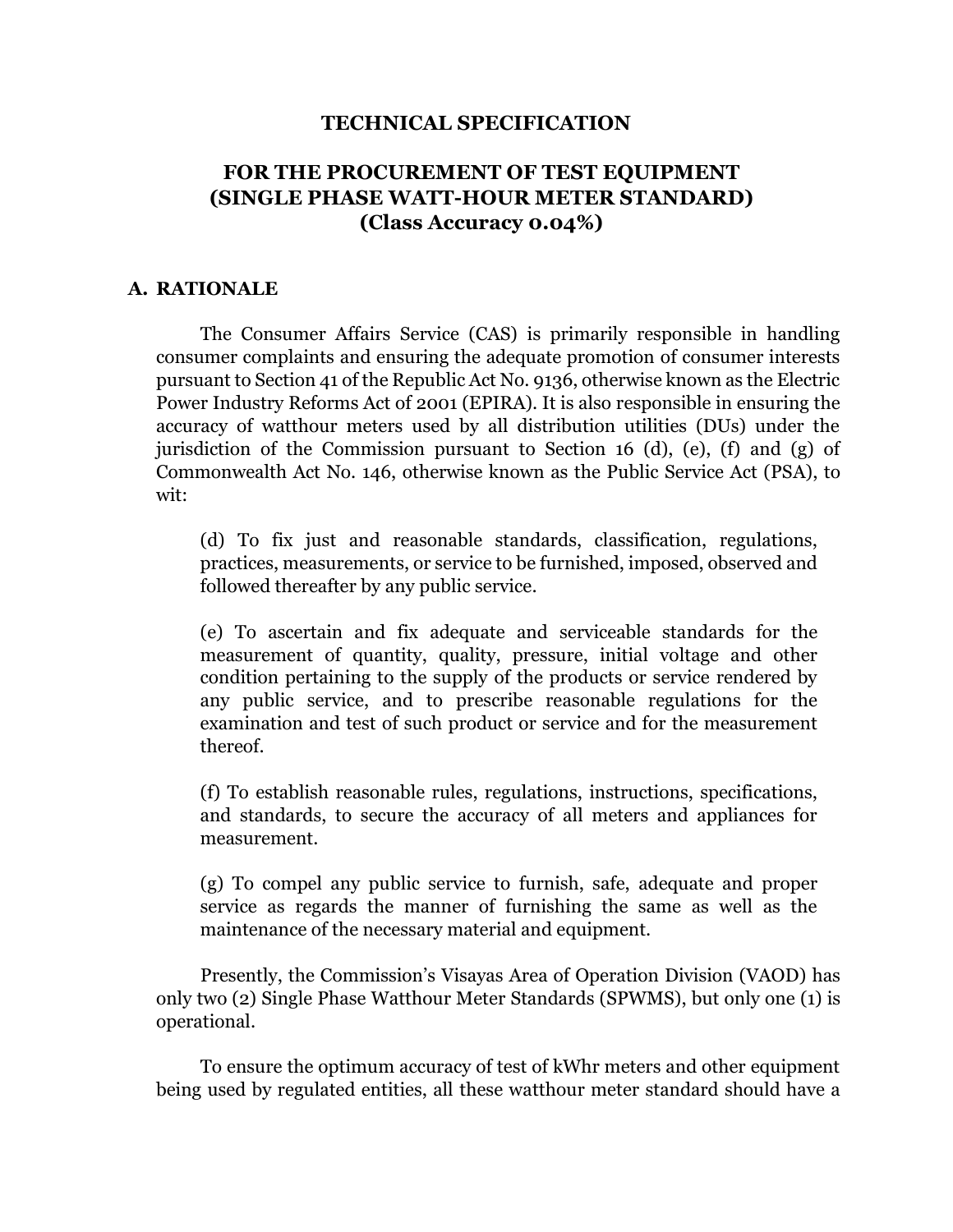# TECHNICAL SPECIFICATION

## FOR THE PROCUREMENT OF TEST EQUIPMENT (SINGLE PHASE WATT-HOUR METER STANDARD) (Class Accuracy 0.04%)

### A. RATIONALE

The Consumer Affairs Service (CAS) is primarily responsible in handling consumer complaints and ensuring the adequate promotion of consumer interests pursuant to Section 41 of the Republic Act No. 9136, otherwise known as the Electric Power Industry Reforms Act of 2001 (EPIRA). It is also responsible in ensuring the accuracy of watthour meters used by all distribution utilities (DUs) under the jurisdiction of the Commission pursuant to Section 16 (d), (e), (f) and (g) of Commonwealth Act No. 146, otherwise known as the Public Service Act (PSA), to wit:

> (d) To fix just and reasonable standards, classification, regulations, practices, measurements, or service to be furnished, imposed, observed and followed thereafter by any public service.
>
> (e) To ascertain and fix adequate and serviceable standards for the measurement of quantity, quality, pressure, initial voltage and other condition pertaining to the supply of the products or service rendered by any public service, and to prescribe reasonable regulations for the examination and test of such product or service and for the measurement thereof.
>
> (f) To establish reasonable rules, regulations, instructions, specifications, and standards, to secure the accuracy of all meters and appliances for measurement.
>
> (g) To compel any public service to furnish, safe, adequate and proper service as regards the manner of furnishing the same as well as the maintenance of the necessary material and equipment.

Presently, the Commission's Visayas Area of Operation Division (VAOD) has only two (2) Single Phase Watthour Meter Standards (SPWMS), but only one (1) is operational.

To ensure the optimum accuracy of test of kWhr meters and other equipment being used by regulated entities, all these watthour meter standard should have a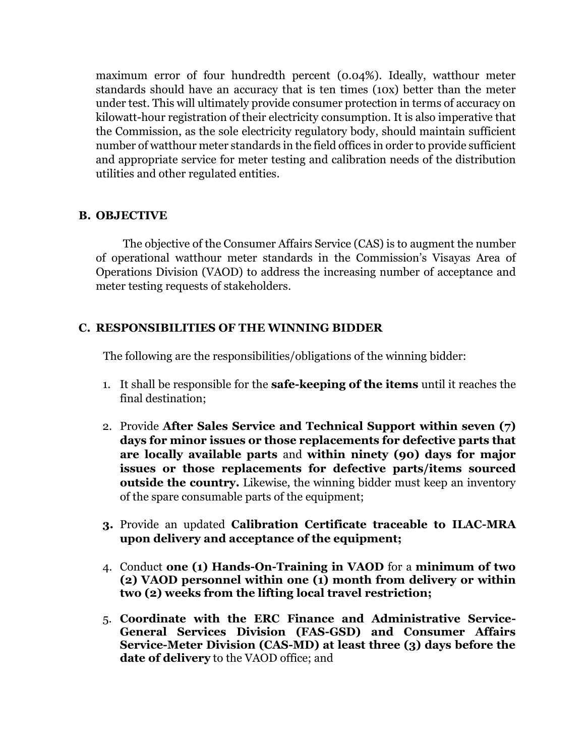maximum error of four hundredth percent (0.04%). Ideally, watthour meter standards should have an accuracy that is ten times (10x) better than the meter under test. This will ultimately provide consumer protection in terms of accuracy on kilowatt-hour registration of their electricity consumption. It is also imperative that the Commission, as the sole electricity regulatory body, should maintain sufficient number of watthour meter standards in the field offices in order to provide sufficient and appropriate service for meter testing and calibration needs of the distribution utilities and other regulated entities.

## B. OBJECTIVE

The objective of the Consumer Affairs Service (CAS) is to augment the number of operational watthour meter standards in the Commission's Visayas Area of Operations Division (VAOD) to address the increasing number of acceptance and meter testing requests of stakeholders.

## C. RESPONSIBILITIES OF THE WINNING BIDDER

The following are the responsibilities/obligations of the winning bidder:

1. It shall be responsible for the **safe-keeping of the items** until it reaches the final destination;
2. Provide **After Sales Service and Technical Support within seven (7) days for minor issues or those replacements for defective parts that are locally available parts** and **within ninety (90) days for major issues or those replacements for defective parts/items sourced outside the country.** Likewise, the winning bidder must keep an inventory of the spare consumable parts of the equipment;
3. Provide an updated **Calibration Certificate traceable to ILAC-MRA upon delivery and acceptance of the equipment;**
4. Conduct **one (1) Hands-On-Training in VAOD** for a **minimum of two (2) VAOD personnel within one (1) month from delivery or within two (2) weeks from the lifting local travel restriction;**
5. **Coordinate with the ERC Finance and Administrative Service-General Services Division (FAS-GSD) and Consumer Affairs Service-Meter Division (CAS-MD) at least three (3) days before the date of delivery** to the VAOD office; and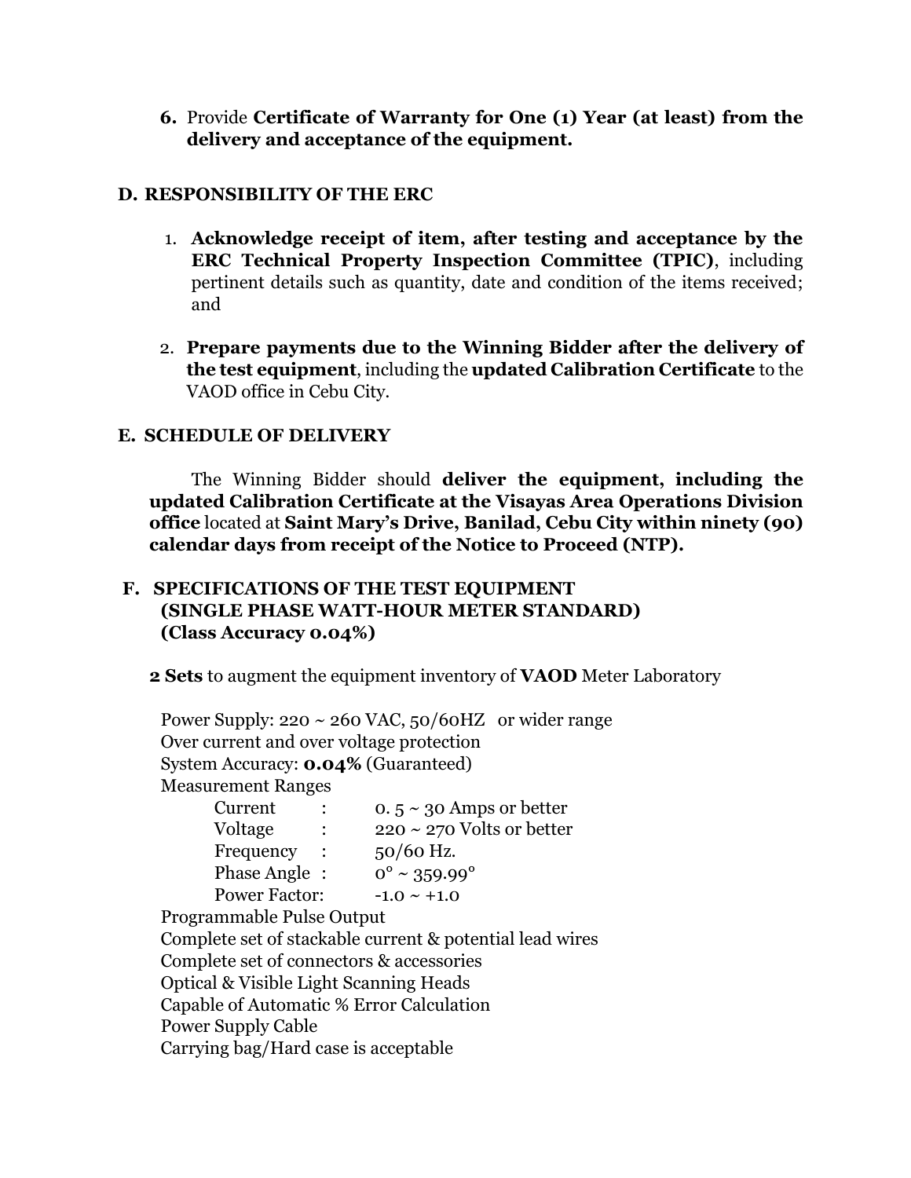6. Provide **Certificate of Warranty for One (1) Year (at least) from the delivery and acceptance of the equipment.**

## D. RESPONSIBILITY OF THE ERC

1. **Acknowledge receipt of item, after testing and acceptance by the ERC Technical Property Inspection Committee (TPIC)**, including pertinent details such as quantity, date and condition of the items received; and

2. **Prepare payments due to the Winning Bidder after the delivery of the test equipment**, including the **updated Calibration Certificate** to the VAOD office in Cebu City.

## E. SCHEDULE OF DELIVERY

The Winning Bidder should **deliver the equipment, including the updated Calibration Certificate at the Visayas Area Operations Division office** located at **Saint Mary's Drive, Banilad, Cebu City within ninety (90) calendar days from receipt of the Notice to Proceed (NTP).**

## F. SPECIFICATIONS OF THE TEST EQUIPMENT (SINGLE PHASE WATT-HOUR METER STANDARD) (Class Accuracy 0.04%)

**2 Sets** to augment the equipment inventory of **VAOD** Meter Laboratory

Power Supply: 220 ~ 260 VAC, 50/60HZ or wider range
Over current and over voltage protection
System Accuracy: **0.04%** (Guaranteed)
Measurement Ranges

| | | |
|---|---|---|
| Current | : | 0. 5 ~ 30 Amps or better |
| Voltage | : | 220 ~ 270 Volts or better |
| Frequency | : | 50/60 Hz. |
| Phase Angle | : | 0° ~ 359.99° |
| Power Factor: | | -1.0 ~ +1.0 |

Programmable Pulse Output
Complete set of stackable current & potential lead wires
Complete set of connectors & accessories
Optical & Visible Light Scanning Heads
Capable of Automatic % Error Calculation
Power Supply Cable
Carrying bag/Hard case is acceptable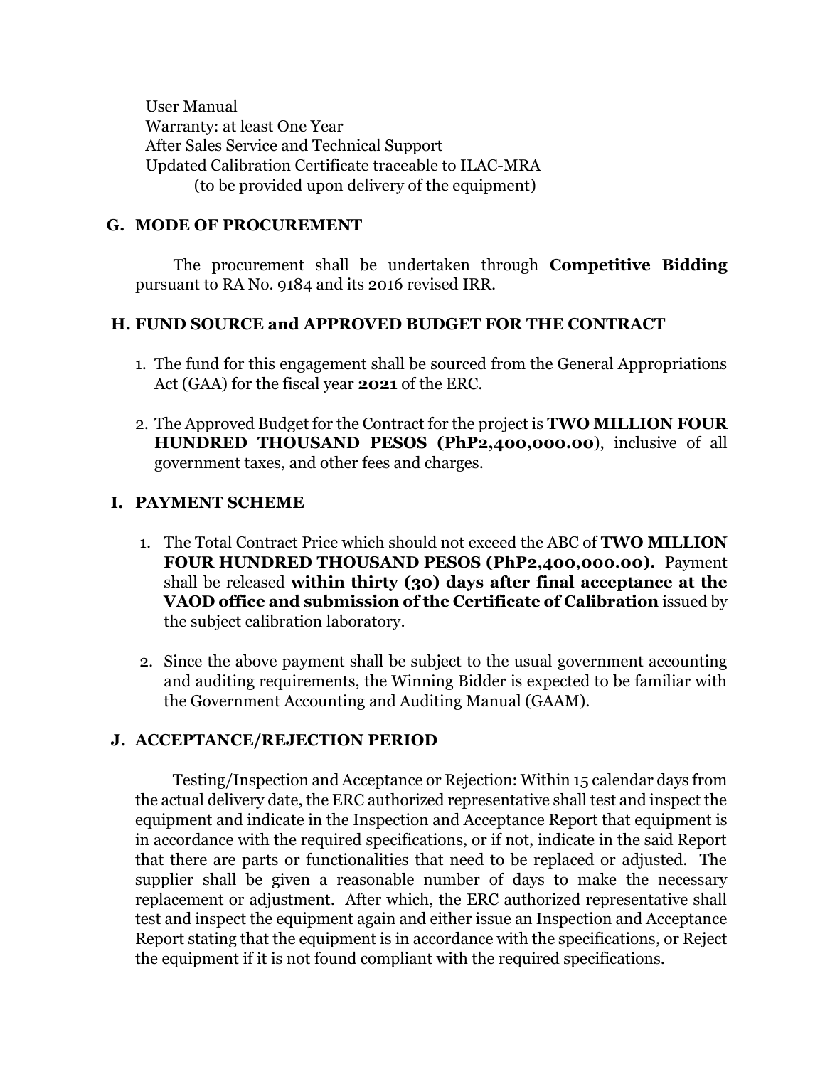User Manual
Warranty: at least One Year
After Sales Service and Technical Support
Updated Calibration Certificate traceable to ILAC-MRA
(to be provided upon delivery of the equipment)

## G. MODE OF PROCUREMENT

The procurement shall be undertaken through **Competitive Bidding** pursuant to RA No. 9184 and its 2016 revised IRR.

## H. FUND SOURCE and APPROVED BUDGET FOR THE CONTRACT

1. The fund for this engagement shall be sourced from the General Appropriations Act (GAA) for the fiscal year **2021** of the ERC.

2. The Approved Budget for the Contract for the project is **TWO MILLION FOUR HUNDRED THOUSAND PESOS (PhP2,400,000.00**), inclusive of all government taxes, and other fees and charges.

## I. PAYMENT SCHEME

1. The Total Contract Price which should not exceed the ABC of **TWO MILLION FOUR HUNDRED THOUSAND PESOS (PhP2,400,000.00).** Payment shall be released **within thirty (30) days after final acceptance at the VAOD office and submission of the Certificate of Calibration** issued by the subject calibration laboratory.

2. Since the above payment shall be subject to the usual government accounting and auditing requirements, the Winning Bidder is expected to be familiar with the Government Accounting and Auditing Manual (GAAM).

## J. ACCEPTANCE/REJECTION PERIOD

Testing/Inspection and Acceptance or Rejection: Within 15 calendar days from the actual delivery date, the ERC authorized representative shall test and inspect the equipment and indicate in the Inspection and Acceptance Report that equipment is in accordance with the required specifications, or if not, indicate in the said Report that there are parts or functionalities that need to be replaced or adjusted. The supplier shall be given a reasonable number of days to make the necessary replacement or adjustment. After which, the ERC authorized representative shall test and inspect the equipment again and either issue an Inspection and Acceptance Report stating that the equipment is in accordance with the specifications, or Reject the equipment if it is not found compliant with the required specifications.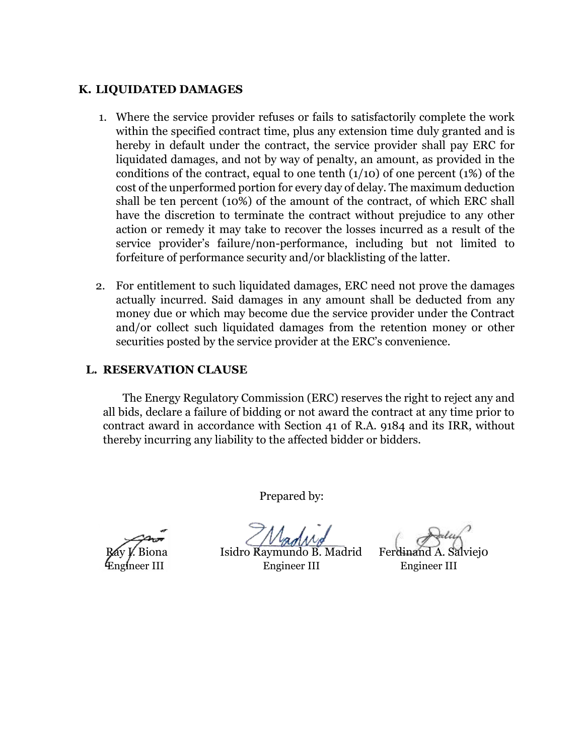## K. LIQUIDATED DAMAGES

1. Where the service provider refuses or fails to satisfactorily complete the work within the specified contract time, plus any extension time duly granted and is hereby in default under the contract, the service provider shall pay ERC for liquidated damages, and not by way of penalty, an amount, as provided in the conditions of the contract, equal to one tenth (1/10) of one percent (1%) of the cost of the unperformed portion for every day of delay. The maximum deduction shall be ten percent (10%) of the amount of the contract, of which ERC shall have the discretion to terminate the contract without prejudice to any other action or remedy it may take to recover the losses incurred as a result of the service provider's failure/non-performance, including but not limited to forfeiture of performance security and/or blacklisting of the latter.

2. For entitlement to such liquidated damages, ERC need not prove the damages actually incurred. Said damages in any amount shall be deducted from any money due or which may become due the service provider under the Contract and/or collect such liquidated damages from the retention money or other securities posted by the service provider at the ERC's convenience.

## L. RESERVATION CLAUSE

The Energy Regulatory Commission (ERC) reserves the right to reject any and all bids, declare a failure of bidding or not award the contract at any time prior to contract award in accordance with Section 41 of R.A. 9184 and its IRR, without thereby incurring any liability to the affected bidder or bidders.

Prepared by:

| | | |
|---|---|---|
| Ray I. Biona | Isidro Raymundo B. Madrid | Ferdinand A. Salviejo |
| Engineer III | Engineer III | Engineer III |